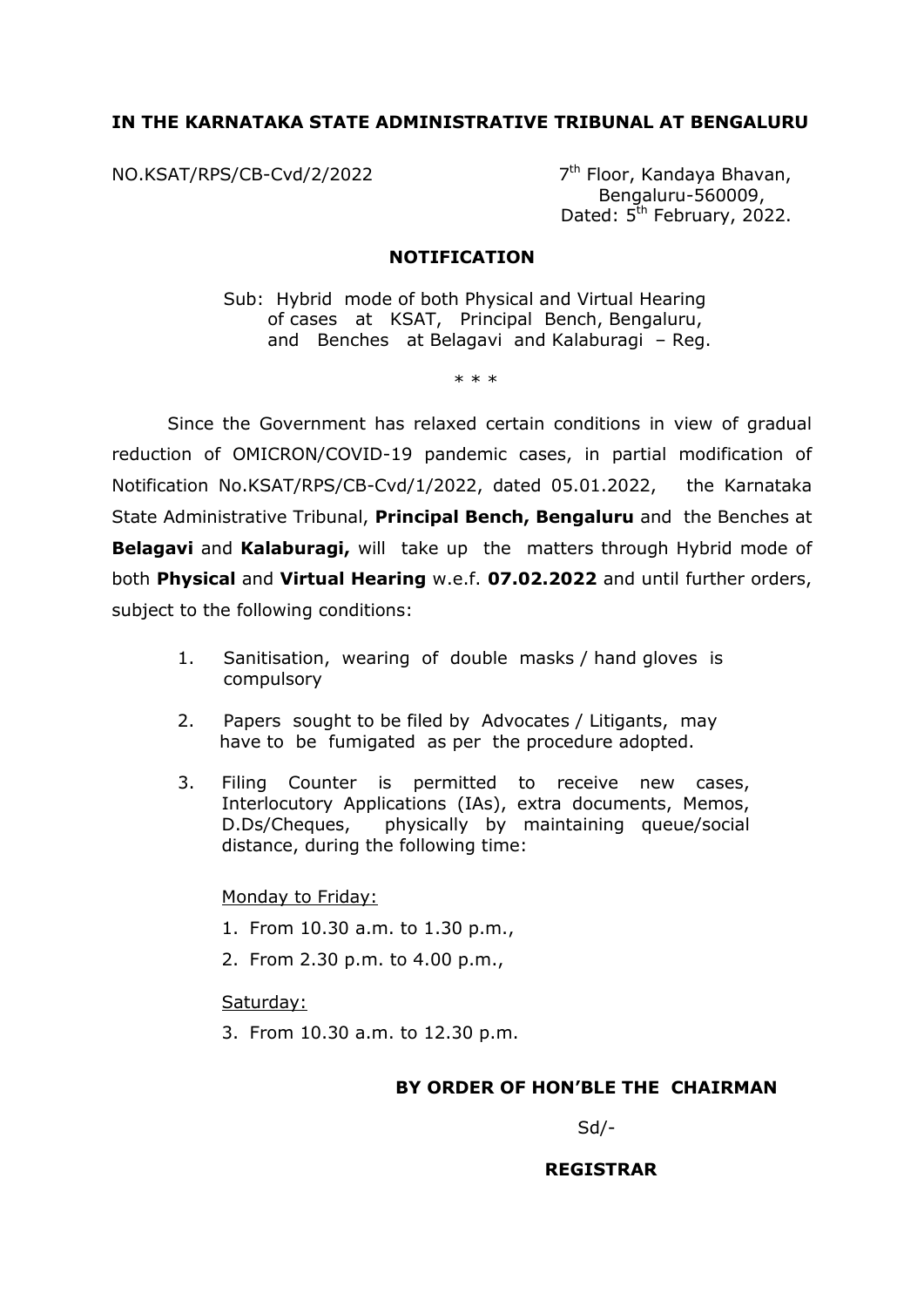**IN THE KARNATAKA STATE ADMINISTRATIVE TRIBUNAL AT BENGALURU**

NO.KSAT/RPS/CB-Cvd/2/2022

7th Floor, Kandaya Bhavan,
Bengaluru-560009,
Dated: 5th February, 2022.

## NOTIFICATION

Sub: Hybrid mode of both Physical and Virtual Hearing of cases at KSAT, Principal Bench, Bengaluru, and Benches at Belagavi and Kalaburagi – Reg.

* * *

Since the Government has relaxed certain conditions in view of gradual reduction of OMICRON/COVID-19 pandemic cases, in partial modification of Notification No.KSAT/RPS/CB-Cvd/1/2022, dated 05.01.2022, the Karnataka State Administrative Tribunal, **Principal Bench, Bengaluru** and the Benches at **Belagavi** and **Kalaburagi,** will take up the matters through Hybrid mode of both **Physical** and **Virtual Hearing** w.e.f. **07.02.2022** and until further orders, subject to the following conditions:

1. Sanitisation, wearing of double masks / hand gloves is compulsory
2. Papers sought to be filed by Advocates / Litigants, may have to be fumigated as per the procedure adopted.
3. Filing Counter is permitted to receive new cases, Interlocutory Applications (IAs), extra documents, Memos, D.Ds/Cheques, physically by maintaining queue/social distance, during the following time:

   Monday to Friday:

   1. From 10.30 a.m. to 1.30 p.m.,
   2. From 2.30 p.m. to 4.00 p.m.,

   Saturday:

   3. From 10.30 a.m. to 12.30 p.m.

**BY ORDER OF HON'BLE THE CHAIRMAN**

Sd/-

**REGISTRAR**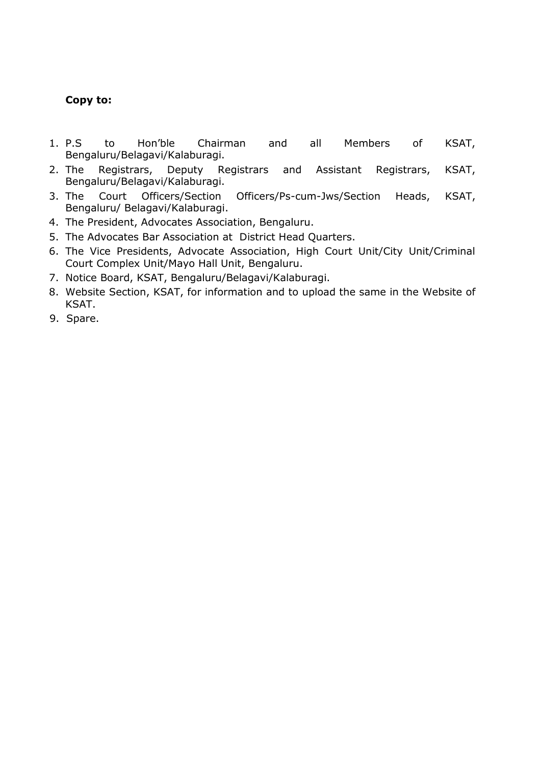**Copy to:**

1. P.S to Hon'ble Chairman and all Members of KSAT, Bengaluru/Belagavi/Kalaburagi.
2. The Registrars, Deputy Registrars and Assistant Registrars, KSAT, Bengaluru/Belagavi/Kalaburagi.
3. The Court Officers/Section Officers/Ps-cum-Jws/Section Heads, KSAT, Bengaluru/ Belagavi/Kalaburagi.
4. The President, Advocates Association, Bengaluru.
5. The Advocates Bar Association at District Head Quarters.
6. The Vice Presidents, Advocate Association, High Court Unit/City Unit/Criminal Court Complex Unit/Mayo Hall Unit, Bengaluru.
7. Notice Board, KSAT, Bengaluru/Belagavi/Kalaburagi.
8. Website Section, KSAT, for information and to upload the same in the Website of KSAT.
9. Spare.